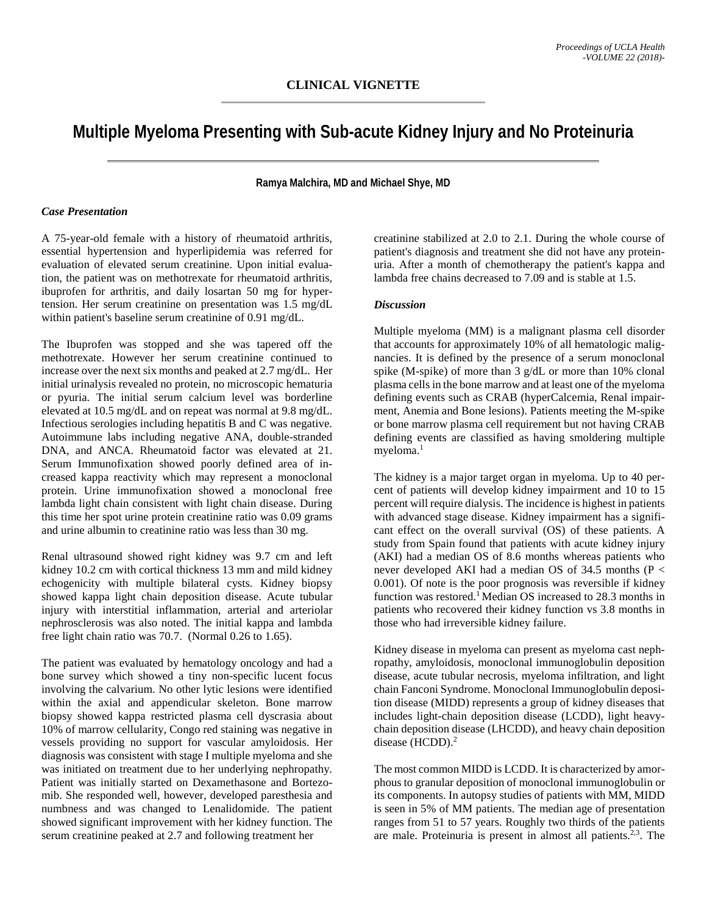CLINICAL VIGNETTE

# Multiple Myeloma Presenting with Sub-acute Kidney Injury and No Proteinuria

**Ramya Malchira, MD and Michael Shye, MD**

### *Case Presentation*

A 75-year-old female with a history of rheumatoid arthritis, essential hypertension and hyperlipidemia was referred for evaluation of elevated serum creatinine. Upon initial evaluation, the patient was on methotrexate for rheumatoid arthritis, ibuprofen for arthritis, and daily losartan 50 mg for hypertension. Her serum creatinine on presentation was 1.5 mg/dL within patient's baseline serum creatinine of 0.91 mg/dL.

The Ibuprofen was stopped and she was tapered off the methotrexate. However her serum creatinine continued to increase over the next six months and peaked at 2.7 mg/dL. Her initial urinalysis revealed no protein, no microscopic hematuria or pyuria. The initial serum calcium level was borderline elevated at 10.5 mg/dL and on repeat was normal at 9.8 mg/dL. Infectious serologies including hepatitis B and C was negative. Autoimmune labs including negative ANA, double-stranded DNA, and ANCA. Rheumatoid factor was elevated at 21. Serum Immunofixation showed poorly defined area of increased kappa reactivity which may represent a monoclonal protein. Urine immunofixation showed a monoclonal free lambda light chain consistent with light chain disease. During this time her spot urine protein creatinine ratio was 0.09 grams and urine albumin to creatinine ratio was less than 30 mg.

Renal ultrasound showed right kidney was 9.7 cm and left kidney 10.2 cm with cortical thickness 13 mm and mild kidney echogenicity with multiple bilateral cysts. Kidney biopsy showed kappa light chain deposition disease. Acute tubular injury with interstitial inflammation, arterial and arteriolar nephrosclerosis was also noted. The initial kappa and lambda free light chain ratio was 70.7. (Normal 0.26 to 1.65).

The patient was evaluated by hematology oncology and had a bone survey which showed a tiny non-specific lucent focus involving the calvarium. No other lytic lesions were identified within the axial and appendicular skeleton. Bone marrow biopsy showed kappa restricted plasma cell dyscrasia about 10% of marrow cellularity, Congo red staining was negative in vessels providing no support for vascular amyloidosis. Her diagnosis was consistent with stage I multiple myeloma and she was initiated on treatment due to her underlying nephropathy. Patient was initially started on Dexamethasone and Bortezomib. She responded well, however, developed paresthesia and numbness and was changed to Lenalidomide. The patient showed significant improvement with her kidney function. The serum creatinine peaked at 2.7 and following treatment her creatinine stabilized at 2.0 to 2.1. During the whole course of patient's diagnosis and treatment she did not have any proteinuria. After a month of chemotherapy the patient's kappa and lambda free chains decreased to 7.09 and is stable at 1.5.

### *Discussion*

Multiple myeloma (MM) is a malignant plasma cell disorder that accounts for approximately 10% of all hematologic malignancies. It is defined by the presence of a serum monoclonal spike (M-spike) of more than 3 g/dL or more than 10% clonal plasma cells in the bone marrow and at least one of the myeloma defining events such as CRAB (hyperCalcemia, Renal impairment, Anemia and Bone lesions). Patients meeting the M-spike or bone marrow plasma cell requirement but not having CRAB defining events are classified as having smoldering multiple myeloma.[1]

The kidney is a major target organ in myeloma. Up to 40 percent of patients will develop kidney impairment and 10 to 15 percent will require dialysis. The incidence is highest in patients with advanced stage disease. Kidney impairment has a significant effect on the overall survival (OS) of these patients. A study from Spain found that patients with acute kidney injury (AKI) had a median OS of 8.6 months whereas patients who never developed AKI had a median OS of 34.5 months ($P < 0.001$). Of note is the poor prognosis was reversible if kidney function was restored.[1] Median OS increased to 28.3 months in patients who recovered their kidney function vs 3.8 months in those who had irreversible kidney failure.

Kidney disease in myeloma can present as myeloma cast nephropathy, amyloidosis, monoclonal immunoglobulin deposition disease, acute tubular necrosis, myeloma infiltration, and light chain Fanconi Syndrome. Monoclonal Immunoglobulin deposition disease (MIDD) represents a group of kidney diseases that includes light-chain deposition disease (LCDD), light heavy-chain deposition disease (LHCDD), and heavy chain deposition disease (HCDD).[2]

The most common MIDD is LCDD. It is characterized by amorphous to granular deposition of monoclonal immunoglobulin or its components. In autopsy studies of patients with MM, MIDD is seen in 5% of MM patients. The median age of presentation ranges from 51 to 57 years. Roughly two thirds of the patients are male. Proteinuria is present in almost all patients.[2,3]. The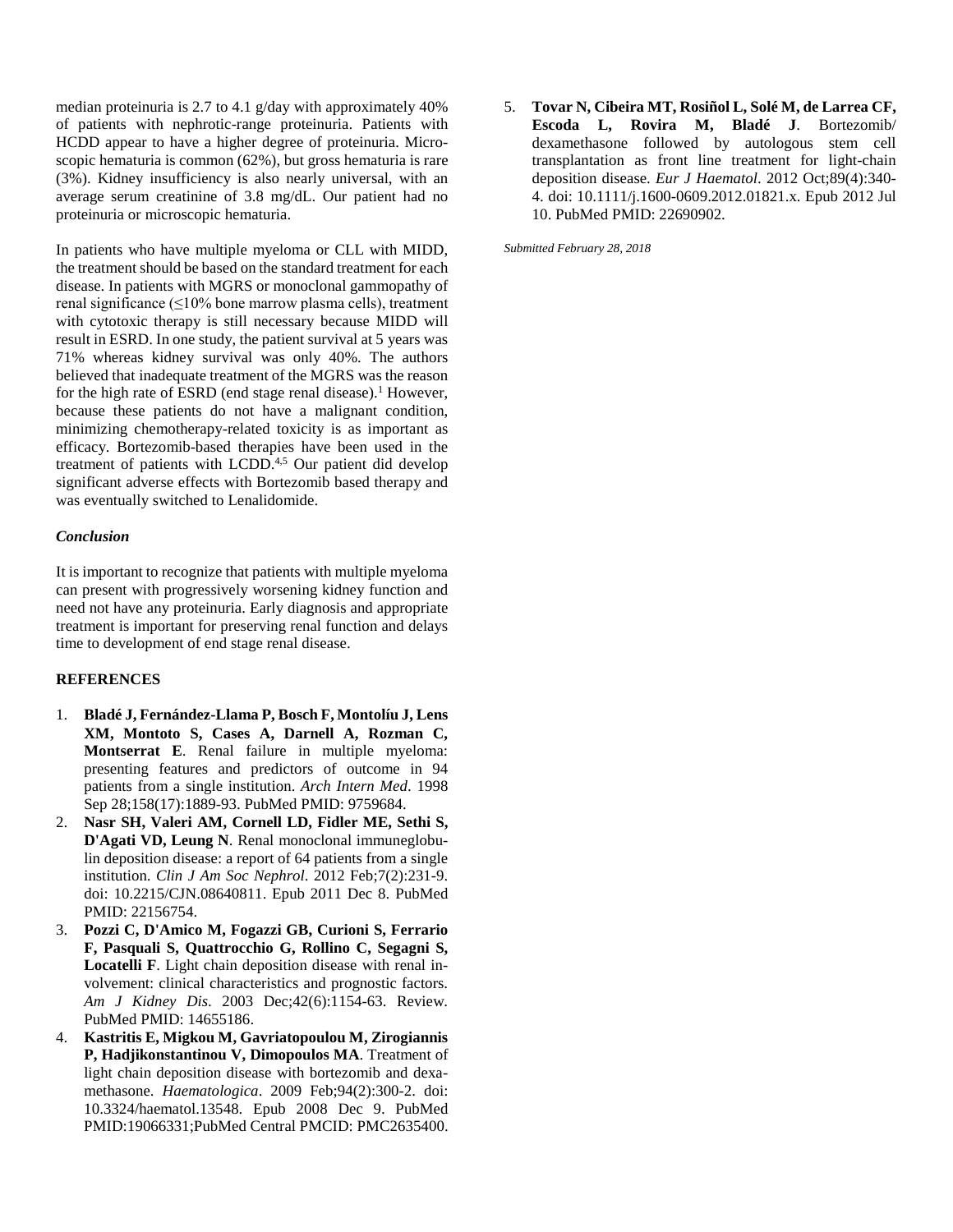median proteinuria is 2.7 to 4.1 g/day with approximately 40% of patients with nephrotic-range proteinuria. Patients with HCDD appear to have a higher degree of proteinuria. Microscopic hematuria is common (62%), but gross hematuria is rare (3%). Kidney insufficiency is also nearly universal, with an average serum creatinine of 3.8 mg/dL. Our patient had no proteinuria or microscopic hematuria.

In patients who have multiple myeloma or CLL with MIDD, the treatment should be based on the standard treatment for each disease. In patients with MGRS or monoclonal gammopathy of renal significance (≤10% bone marrow plasma cells), treatment with cytotoxic therapy is still necessary because MIDD will result in ESRD. In one study, the patient survival at 5 years was 71% whereas kidney survival was only 40%. The authors believed that inadequate treatment of the MGRS was the reason for the high rate of ESRD (end stage renal disease).[1] However, because these patients do not have a malignant condition, minimizing chemotherapy-related toxicity is as important as efficacy. Bortezomib-based therapies have been used in the treatment of patients with LCDD.[4,5] Our patient did develop significant adverse effects with Bortezomib based therapy and was eventually switched to Lenalidomide.

### *Conclusion*

It is important to recognize that patients with multiple myeloma can present with progressively worsening kidney function and need not have any proteinuria. Early diagnosis and appropriate treatment is important for preserving renal function and delays time to development of end stage renal disease.

### REFERENCES

1. **Bladé J, Fernández-Llama P, Bosch F, Montolíu J, Lens XM, Montoto S, Cases A, Darnell A, Rozman C, Montserrat E**. Renal failure in multiple myeloma: presenting features and predictors of outcome in 94 patients from a single institution. *Arch Intern Med*. 1998 Sep 28;158(17):1889-93. PubMed PMID: 9759684.
2. **Nasr SH, Valeri AM, Cornell LD, Fidler ME, Sethi S, D'Agati VD, Leung N**. Renal monoclonal immunoglobulin deposition disease: a report of 64 patients from a single institution. *Clin J Am Soc Nephrol*. 2012 Feb;7(2):231-9. doi: 10.2215/CJN.08640811. Epub 2011 Dec 8. PubMed PMID: 22156754.
3. **Pozzi C, D'Amico M, Fogazzi GB, Curioni S, Ferrario F, Pasquali S, Quattrocchio G, Rollino C, Segagni S, Locatelli F**. Light chain deposition disease with renal involvement: clinical characteristics and prognostic factors. *Am J Kidney Dis*. 2003 Dec;42(6):1154-63. Review. PubMed PMID: 14655186.
4. **Kastritis E, Migkou M, Gavriatopoulou M, Zirogiannis P, Hadjikonstantinou V, Dimopoulos MA**. Treatment of light chain deposition disease with bortezomib and dexamethasone. *Haematologica*. 2009 Feb;94(2):300-2. doi: 10.3324/haematol.13548. Epub 2008 Dec 9. PubMed PMID:19066331;PubMed Central PMCID: PMC2635400.
5. **Tovar N, Cibeira MT, Rosiñol L, Solé M, de Larrea CF, Escoda L, Rovira M, Bladé J**. Bortezomib/ dexamethasone followed by autologous stem cell transplantation as front line treatment for light-chain deposition disease. *Eur J Haematol*. 2012 Oct;89(4):340-4. doi: 10.1111/j.1600-0609.2012.01821.x. Epub 2012 Jul 10. PubMed PMID: 22690902.

*Submitted February 28, 2018*